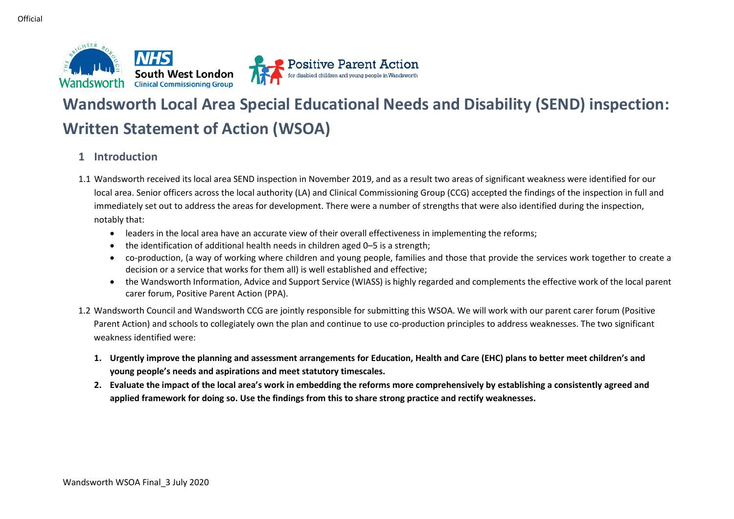# Wandsworth Local Area Special Educational Needs and Disability (SEND) inspection: Written Statement of Action (WSOA)

## 1 Introduction

1.1 Wandsworth received its local area SEND inspection in November 2019, and as a result two areas of significant weakness were identified for our local area. Senior officers across the local authority (LA) and Clinical Commissioning Group (CCG) accepted the findings of the inspection in full and immediately set out to address the areas for development. There were a number of strengths that were also identified during the inspection, notably that:

- leaders in the local area have an accurate view of their overall effectiveness in implementing the reforms;
- the identification of additional health needs in children aged 0–5 is a strength;
- co-production, (a way of working where children and young people, families and those that provide the services work together to create a decision or a service that works for them all) is well established and effective;
- the Wandsworth Information, Advice and Support Service (WIASS) is highly regarded and complements the effective work of the local parent carer forum, Positive Parent Action (PPA).

1.2 Wandsworth Council and Wandsworth CCG are jointly responsible for submitting this WSOA. We will work with our parent carer forum (Positive Parent Action) and schools to collegiately own the plan and continue to use co-production principles to address weaknesses. The two significant weakness identified were:

1. **Urgently improve the planning and assessment arrangements for Education, Health and Care (EHC) plans to better meet children's and young people's needs and aspirations and meet statutory timescales.**
2. **Evaluate the impact of the local area's work in embedding the reforms more comprehensively by establishing a consistently agreed and applied framework for doing so. Use the findings from this to share strong practice and rectify weaknesses.**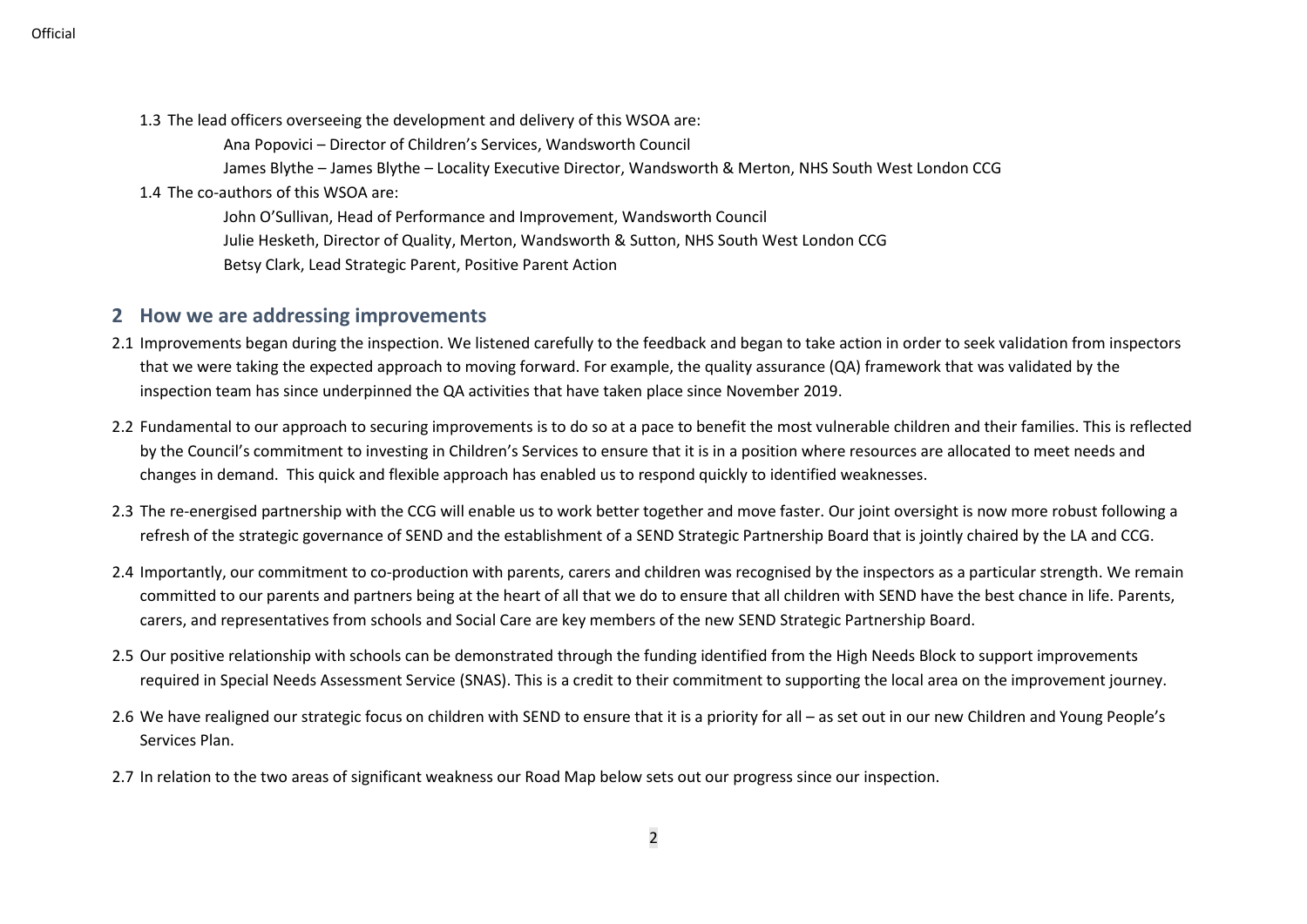1.3 The lead officers overseeing the development and delivery of this WSOA are:

Ana Popovici – Director of Children's Services, Wandsworth Council

James Blythe – James Blythe – Locality Executive Director, Wandsworth & Merton, NHS South West London CCG

1.4 The co-authors of this WSOA are:

John O'Sullivan, Head of Performance and Improvement, Wandsworth Council

Julie Hesketh, Director of Quality, Merton, Wandsworth & Sutton, NHS South West London CCG

Betsy Clark, Lead Strategic Parent, Positive Parent Action

## 2 How we are addressing improvements

2.1 Improvements began during the inspection. We listened carefully to the feedback and began to take action in order to seek validation from inspectors that we were taking the expected approach to moving forward. For example, the quality assurance (QA) framework that was validated by the inspection team has since underpinned the QA activities that have taken place since November 2019.

2.2 Fundamental to our approach to securing improvements is to do so at a pace to benefit the most vulnerable children and their families. This is reflected by the Council's commitment to investing in Children's Services to ensure that it is in a position where resources are allocated to meet needs and changes in demand. This quick and flexible approach has enabled us to respond quickly to identified weaknesses.

2.3 The re-energised partnership with the CCG will enable us to work better together and move faster. Our joint oversight is now more robust following a refresh of the strategic governance of SEND and the establishment of a SEND Strategic Partnership Board that is jointly chaired by the LA and CCG.

2.4 Importantly, our commitment to co-production with parents, carers and children was recognised by the inspectors as a particular strength. We remain committed to our parents and partners being at the heart of all that we do to ensure that all children with SEND have the best chance in life. Parents, carers, and representatives from schools and Social Care are key members of the new SEND Strategic Partnership Board.

2.5 Our positive relationship with schools can be demonstrated through the funding identified from the High Needs Block to support improvements required in Special Needs Assessment Service (SNAS). This is a credit to their commitment to supporting the local area on the improvement journey.

2.6 We have realigned our strategic focus on children with SEND to ensure that it is a priority for all – as set out in our new Children and Young People's Services Plan.

2.7 In relation to the two areas of significant weakness our Road Map below sets out our progress since our inspection.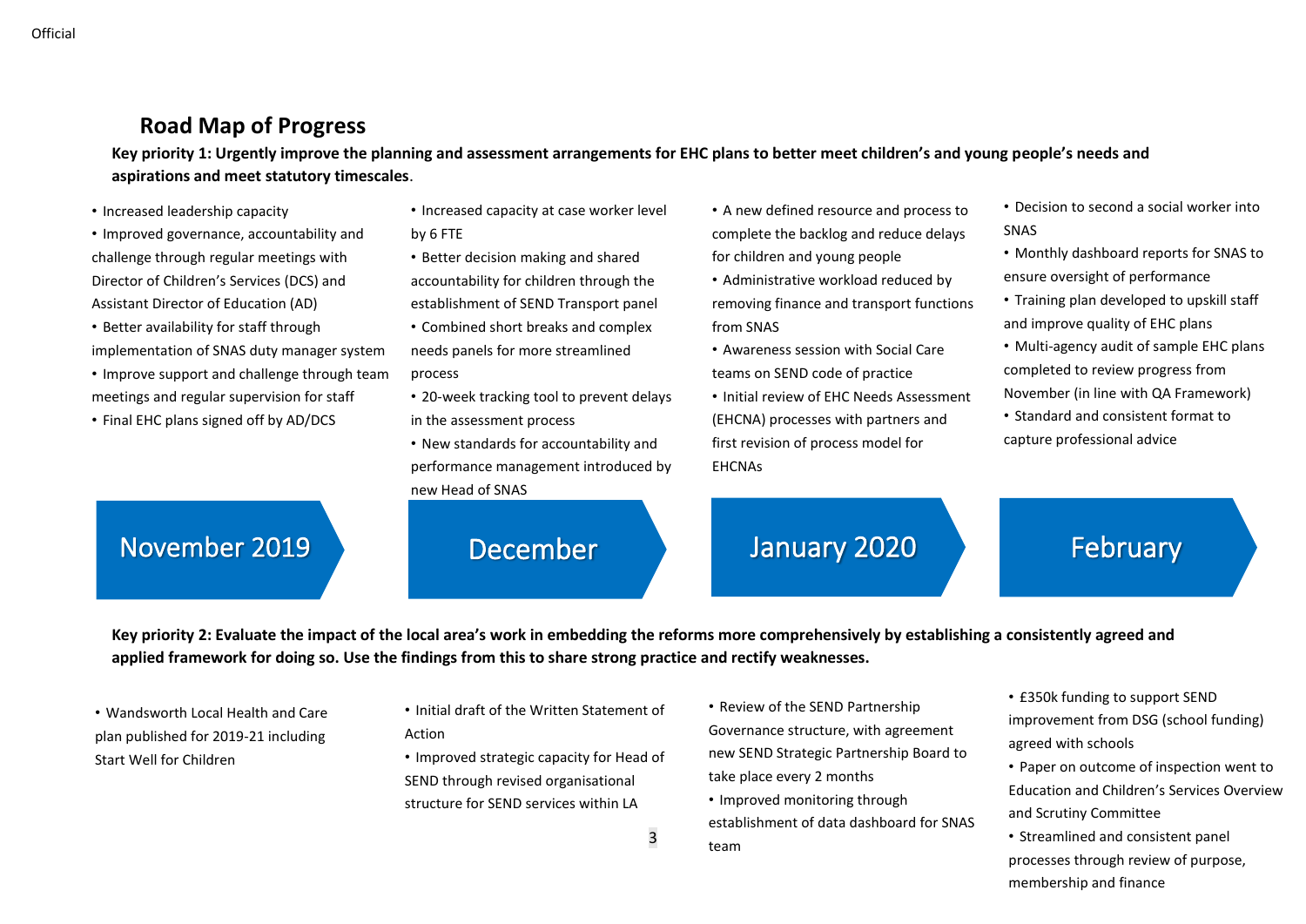## Road Map of Progress

**Key priority 1: Urgently improve the planning and assessment arrangements for EHC plans to better meet children's and young people's needs and aspirations and meet statutory timescales**.

### November 2019

- Increased leadership capacity
- Improved governance, accountability and challenge through regular meetings with Director of Children's Services (DCS) and Assistant Director of Education (AD)
- Better availability for staff through implementation of SNAS duty manager system
- Improve support and challenge through team meetings and regular supervision for staff
- Final EHC plans signed off by AD/DCS

### December

- Increased capacity at case worker level by 6 FTE
- Better decision making and shared accountability for children through the establishment of SEND Transport panel
- Combined short breaks and complex needs panels for more streamlined process
- 20-week tracking tool to prevent delays in the assessment process
- New standards for accountability and performance management introduced by new Head of SNAS

### January 2020

- A new defined resource and process to complete the backlog and reduce delays for children and young people
- Administrative workload reduced by removing finance and transport functions from SNAS
- Awareness session with Social Care teams on SEND code of practice
- Initial review of EHC Needs Assessment (EHCNA) processes with partners and first revision of process model for EHCNAs

### February

- Decision to second a social worker into SNAS
- Monthly dashboard reports for SNAS to ensure oversight of performance
- Training plan developed to upskill staff and improve quality of EHC plans
- Multi-agency audit of sample EHC plans completed to review progress from November (in line with QA Framework)
- Standard and consistent format to capture professional advice

**Key priority 2: Evaluate the impact of the local area's work in embedding the reforms more comprehensively by establishing a consistently agreed and applied framework for doing so. Use the findings from this to share strong practice and rectify weaknesses.**

**November 2019**

- Wandsworth Local Health and Care plan published for 2019-21 including Start Well for Children

**December**

- Initial draft of the Written Statement of Action
- Improved strategic capacity for Head of SEND through revised organisational structure for SEND services within LA

**January 2020**

- Review of the SEND Partnership Governance structure, with agreement new SEND Strategic Partnership Board to take place every 2 months
- Improved monitoring through establishment of data dashboard for SNAS team

**February**

- £350k funding to support SEND improvement from DSG (school funding) agreed with schools
- Paper on outcome of inspection went to Education and Children's Services Overview and Scrutiny Committee
- Streamlined and consistent panel processes through review of purpose, membership and finance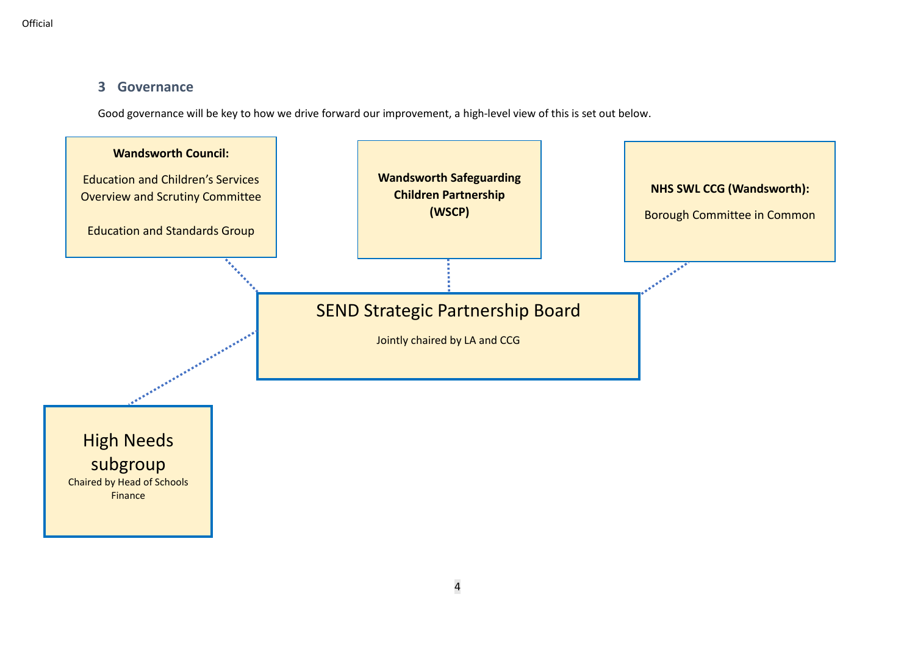## 3 Governance

Good governance will be key to how we drive forward our improvement, a high-level view of this is set out below.

**Wandsworth Council:**

Education and Children's Services Overview and Scrutiny Committee

Education and Standards Group

**Wandsworth Safeguarding Children Partnership (WSCP)**

**NHS SWL CCG (Wandsworth):**

Borough Committee in Common

SEND Strategic Partnership Board

Jointly chaired by LA and CCG

High Needs subgroup

Chaired by Head of Schools Finance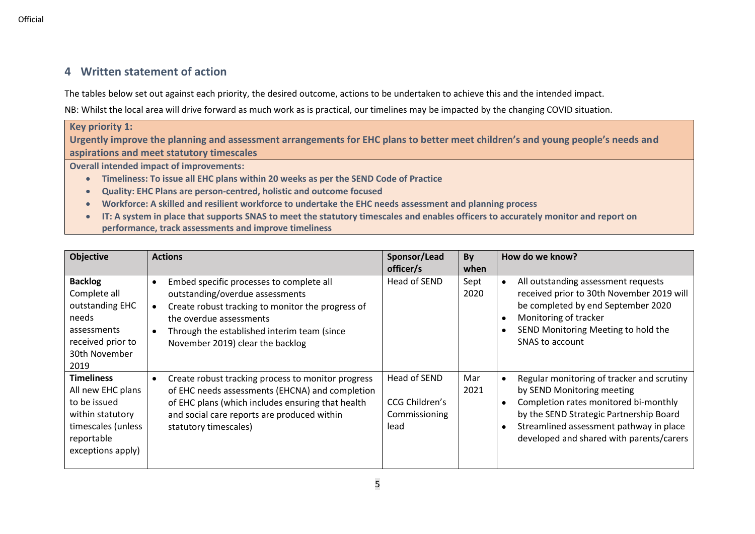## 4 Written statement of action

The tables below set out against each priority, the desired outcome, actions to be undertaken to achieve this and the intended impact.

NB: Whilst the local area will drive forward as much work as is practical, our timelines may be impacted by the changing COVID situation.

**Key priority 1:**
**Urgently improve the planning and assessment arrangements for EHC plans to better meet children's and young people's needs and aspirations and meet statutory timescales**

**Overall intended impact of improvements:**

- **Timeliness: To issue all EHC plans within 20 weeks as per the SEND Code of Practice**
- **Quality: EHC Plans are person-centred, holistic and outcome focused**
- **Workforce: A skilled and resilient workforce to undertake the EHC needs assessment and planning process**
- **IT: A system in place that supports SNAS to meet the statutory timescales and enables officers to accurately monitor and report on performance, track assessments and improve timeliness**

| Objective | Actions | Sponsor/Lead officer/s | By when | How do we know? |
|---|---|---|---|---|
| **Backlog**<br>Complete all outstanding EHC needs assessments received prior to 30th November 2019 | • Embed specific processes to complete all outstanding/overdue assessments<br>• Create robust tracking to monitor the progress of the overdue assessments<br>• Through the established interim team (since November 2019) clear the backlog | Head of SEND | Sept 2020 | • All outstanding assessment requests received prior to 30th November 2019 will be completed by end September 2020<br>• Monitoring of tracker<br>• SEND Monitoring Meeting to hold the SNAS to account |
| **Timeliness**<br>All new EHC plans to be issued within statutory timescales (unless reportable exceptions apply) | • Create robust tracking process to monitor progress of EHC needs assessments (EHCNA) and completion of EHC plans (which includes ensuring that health and social care reports are produced within statutory timescales) | Head of SEND<br><br>CCG Children's Commissioning lead | Mar 2021 | • Regular monitoring of tracker and scrutiny by SEND Monitoring meeting<br>• Completion rates monitored bi-monthly by the SEND Strategic Partnership Board<br>• Streamlined assessment pathway in place developed and shared with parents/carers |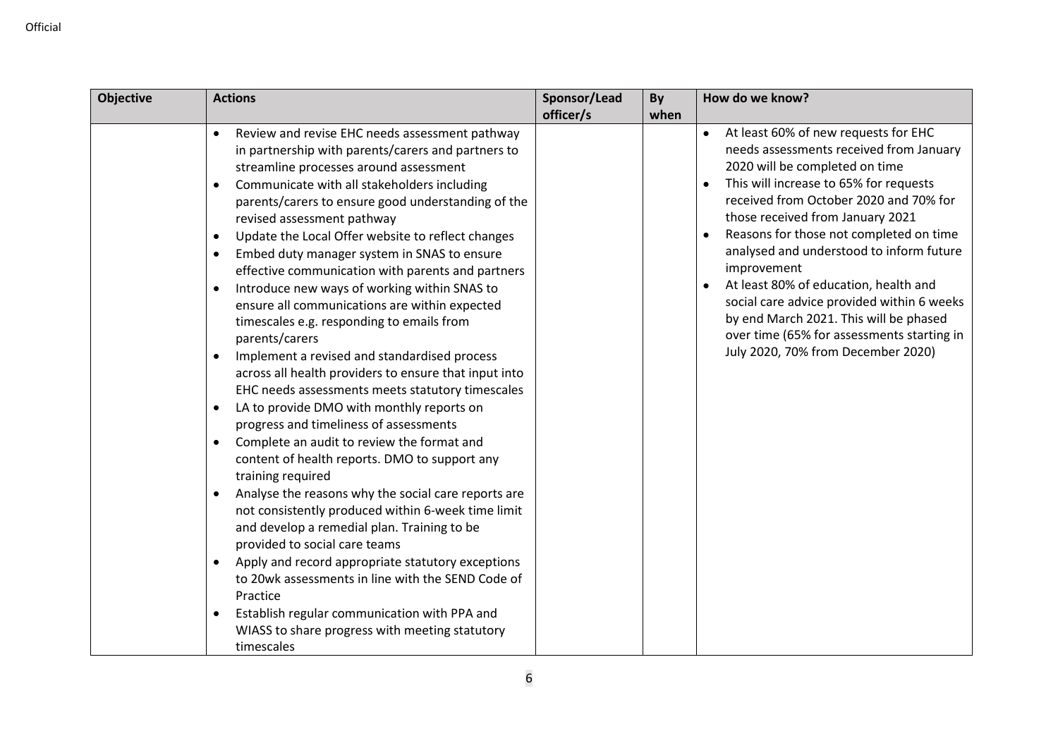| Objective | Actions | Sponsor/Lead officer/s | By when | How do we know? |
|---|---|---|---|---|
| | • Review and revise EHC needs assessment pathway in partnership with parents/carers and partners to streamline processes around assessment<br>• Communicate with all stakeholders including parents/carers to ensure good understanding of the revised assessment pathway<br>• Update the Local Offer website to reflect changes<br>• Embed duty manager system in SNAS to ensure effective communication with parents and partners<br>• Introduce new ways of working within SNAS to ensure all communications are within expected timescales e.g. responding to emails from parents/carers<br>• Implement a revised and standardised process across all health providers to ensure that input into EHC needs assessments meets statutory timescales<br>• LA to provide DMO with monthly reports on progress and timeliness of assessments<br>• Complete an audit to review the format and content of health reports. DMO to support any training required<br>• Analyse the reasons why the social care reports are not consistently produced within 6-week time limit and develop a remedial plan. Training to be provided to social care teams<br>• Apply and record appropriate statutory exceptions to 20wk assessments in line with the SEND Code of Practice<br>• Establish regular communication with PPA and WIASS to share progress with meeting statutory timescales | | | • At least 60% of new requests for EHC needs assessments received from January 2020 will be completed on time<br>• This will increase to 65% for requests received from October 2020 and 70% for those received from January 2021<br>• Reasons for those not completed on time analysed and understood to inform future improvement<br>• At least 80% of education, health and social care advice provided within 6 weeks by end March 2021. This will be phased over time (65% for assessments starting in July 2020, 70% from December 2020) |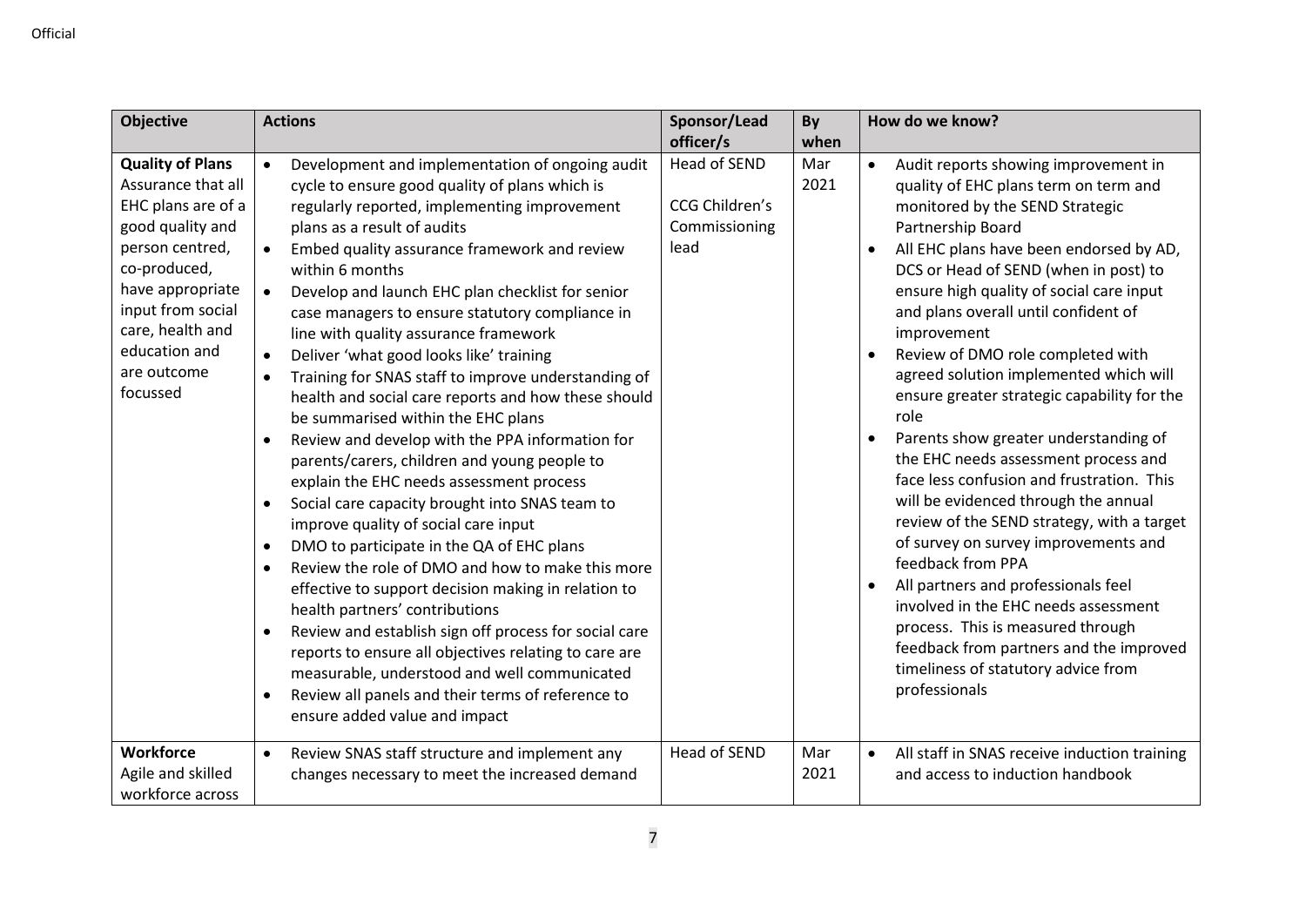| Objective | Actions | Sponsor/Lead officer/s | By when | How do we know? |
|---|---|---|---|---|
| **Quality of Plans** Assurance that all EHC plans are of a good quality and person centred, co-produced, have appropriate input from social care, health and education and are outcome focussed | • Development and implementation of ongoing audit cycle to ensure good quality of plans which is regularly reported, implementing improvement plans as a result of audits<br>• Embed quality assurance framework and review within 6 months<br>• Develop and launch EHC plan checklist for senior case managers to ensure statutory compliance in line with quality assurance framework<br>• Deliver 'what good looks like' training<br>• Training for SNAS staff to improve understanding of health and social care reports and how these should be summarised within the EHC plans<br>• Review and develop with the PPA information for parents/carers, children and young people to explain the EHC needs assessment process<br>• Social care capacity brought into SNAS team to improve quality of social care input<br>• DMO to participate in the QA of EHC plans<br>• Review the role of DMO and how to make this more effective to support decision making in relation to health partners' contributions<br>• Review and establish sign off process for social care reports to ensure all objectives relating to care are measurable, understood and well communicated<br>• Review all panels and their terms of reference to ensure added value and impact | Head of SEND<br><br>CCG Children's Commissioning lead | Mar 2021 | • Audit reports showing improvement in quality of EHC plans term on term and monitored by the SEND Strategic Partnership Board<br>• All EHC plans have been endorsed by AD, DCS or Head of SEND (when in post) to ensure high quality of social care input and plans overall until confident of improvement<br>• Review of DMO role completed with agreed solution implemented which will ensure greater strategic capability for the role<br>• Parents show greater understanding of the EHC needs assessment process and face less confusion and frustration. This will be evidenced through the annual review of the SEND strategy, with a target of survey on survey improvements and feedback from PPA<br>• All partners and professionals feel involved in the EHC needs assessment process. This is measured through feedback from partners and the improved timeliness of statutory advice from professionals |
| **Workforce** Agile and skilled workforce across | • Review SNAS staff structure and implement any changes necessary to meet the increased demand | Head of SEND | Mar 2021 | • All staff in SNAS receive induction training and access to induction handbook |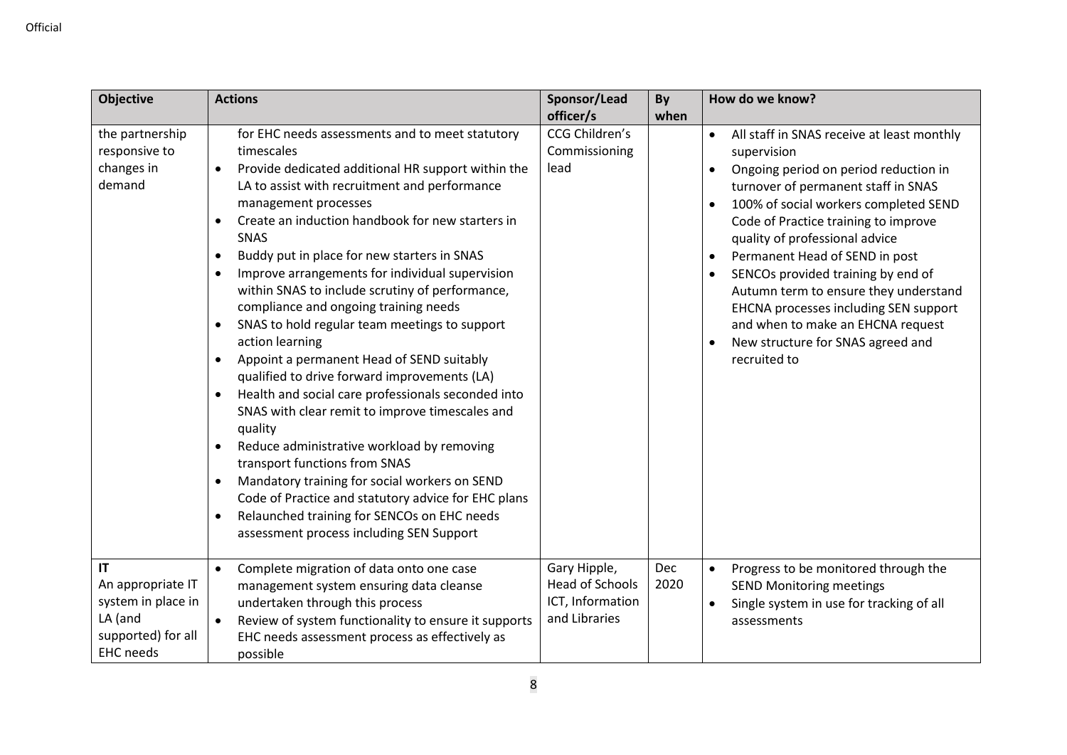| Objective | Actions | Sponsor/Lead officer/s | By when | How do we know? |
|---|---|---|---|---|
| the partnership responsive to changes in demand | for EHC needs assessments and to meet statutory timescales<br>• Provide dedicated additional HR support within the LA to assist with recruitment and performance management processes<br>• Create an induction handbook for new starters in SNAS<br>• Buddy put in place for new starters in SNAS<br>• Improve arrangements for individual supervision within SNAS to include scrutiny of performance, compliance and ongoing training needs<br>• SNAS to hold regular team meetings to support action learning<br>• Appoint a permanent Head of SEND suitably qualified to drive forward improvements (LA)<br>• Health and social care professionals seconded into SNAS with clear remit to improve timescales and quality<br>• Reduce administrative workload by removing transport functions from SNAS<br>• Mandatory training for social workers on SEND Code of Practice and statutory advice for EHC plans<br>• Relaunched training for SENCOs on EHC needs assessment process including SEN Support | CCG Children's Commissioning lead | | • All staff in SNAS receive at least monthly supervision<br>• Ongoing period on period reduction in turnover of permanent staff in SNAS<br>• 100% of social workers completed SEND Code of Practice training to improve quality of professional advice<br>• Permanent Head of SEND in post<br>• SENCOs provided training by end of Autumn term to ensure they understand EHCNA processes including SEN support and when to make an EHCNA request<br>• New structure for SNAS agreed and recruited to |
| **IT**<br>An appropriate IT system in place in LA (and supported) for all EHC needs | • Complete migration of data onto one case management system ensuring data cleanse undertaken through this process<br>• Review of system functionality to ensure it supports EHC needs assessment process as effectively as possible | Gary Hipple, Head of Schools ICT, Information and Libraries | Dec 2020 | • Progress to be monitored through the SEND Monitoring meetings<br>• Single system in use for tracking of all assessments |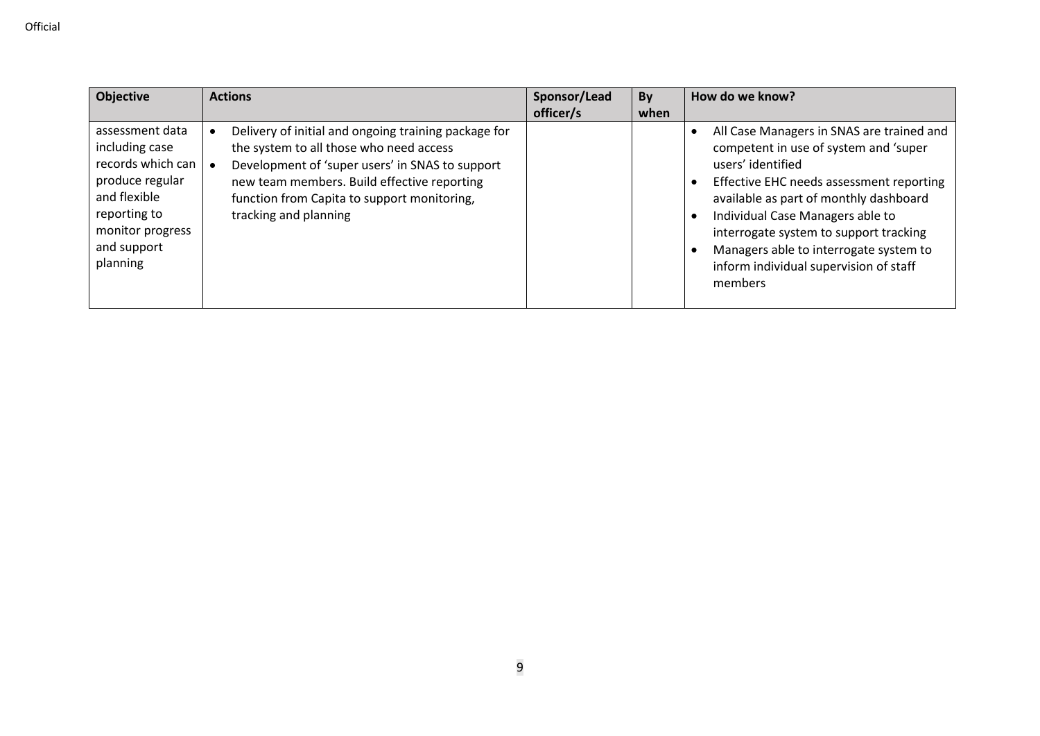| Objective | Actions | Sponsor/Lead officer/s | By when | How do we know? |
|---|---|---|---|---|
| assessment data including case records which can produce regular and flexible reporting to monitor progress and support planning | • Delivery of initial and ongoing training package for the system to all those who need access<br>• Development of 'super users' in SNAS to support new team members. Build effective reporting function from Capita to support monitoring, tracking and planning | | | • All Case Managers in SNAS are trained and competent in use of system and 'super users' identified<br>• Effective EHC needs assessment reporting available as part of monthly dashboard<br>• Individual Case Managers able to interrogate system to support tracking<br>• Managers able to interrogate system to inform individual supervision of staff members |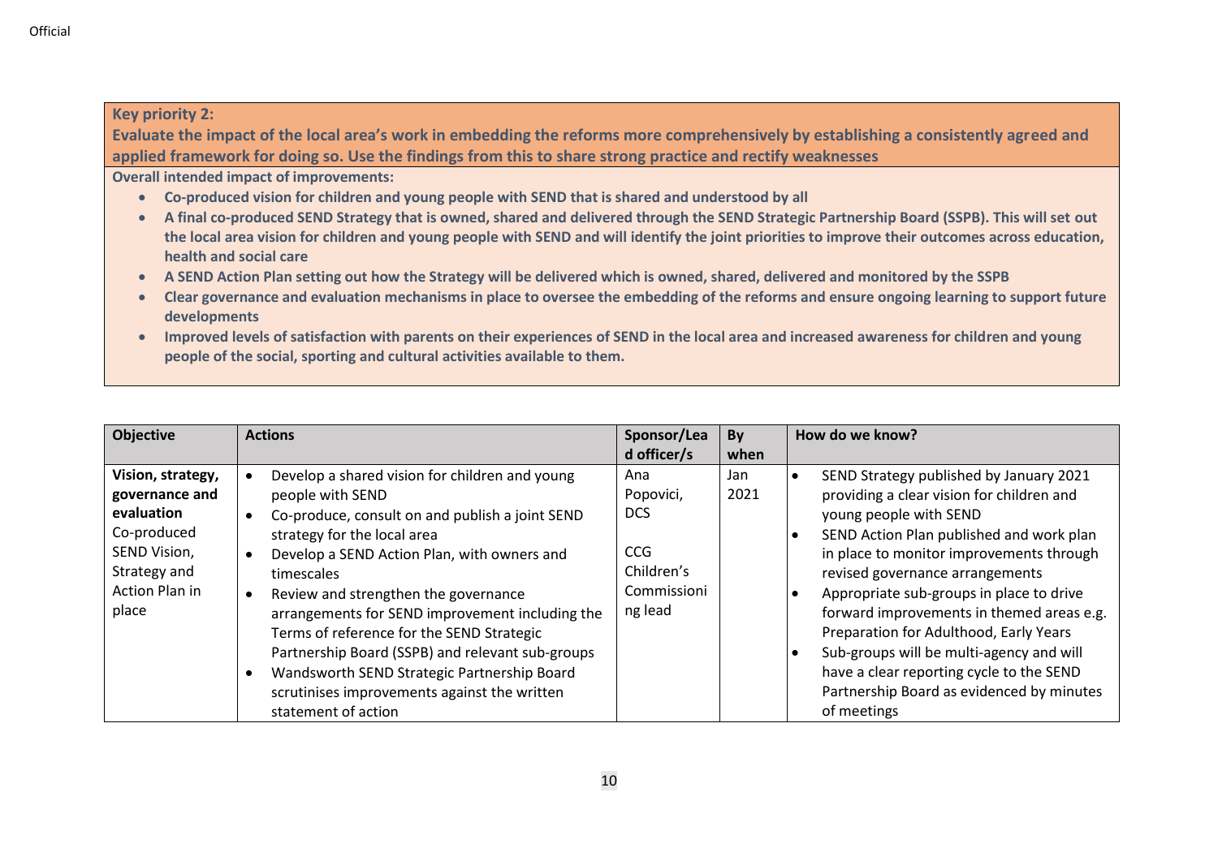**Key priority 2:**
**Evaluate the impact of the local area's work in embedding the reforms more comprehensively by establishing a consistently agreed and applied framework for doing so. Use the findings from this to share strong practice and rectify weaknesses**

**Overall intended impact of improvements:**

- **Co-produced vision for children and young people with SEND that is shared and understood by all**
- **A final co-produced SEND Strategy that is owned, shared and delivered through the SEND Strategic Partnership Board (SSPB). This will set out the local area vision for children and young people with SEND and will identify the joint priorities to improve their outcomes across education, health and social care**
- **A SEND Action Plan setting out how the Strategy will be delivered which is owned, shared, delivered and monitored by the SSPB**
- **Clear governance and evaluation mechanisms in place to oversee the embedding of the reforms and ensure ongoing learning to support future developments**
- **Improved levels of satisfaction with parents on their experiences of SEND in the local area and increased awareness for children and young people of the social, sporting and cultural activities available to them.**

| Objective | Actions | Sponsor/Lead officer/s | By when | How do we know? |
|---|---|---|---|---|
| **Vision, strategy, governance and evaluation**<br>Co-produced SEND Vision, Strategy and Action Plan in place | • Develop a shared vision for children and young people with SEND<br>• Co-produce, consult on and publish a joint SEND strategy for the local area<br>• Develop a SEND Action Plan, with owners and timescales<br>• Review and strengthen the governance arrangements for SEND improvement including the Terms of reference for the SEND Strategic Partnership Board (SSPB) and relevant sub-groups<br>• Wandsworth SEND Strategic Partnership Board scrutinises improvements against the written statement of action | Ana Popovici, DCS<br><br>CCG Children's Commissioning lead | Jan 2021 | • SEND Strategy published by January 2021 providing a clear vision for children and young people with SEND<br>• SEND Action Plan published and work plan in place to monitor improvements through revised governance arrangements<br>• Appropriate sub-groups in place to drive forward improvements in themed areas e.g. Preparation for Adulthood, Early Years<br>• Sub-groups will be multi-agency and will have a clear reporting cycle to the SEND Partnership Board as evidenced by minutes of meetings |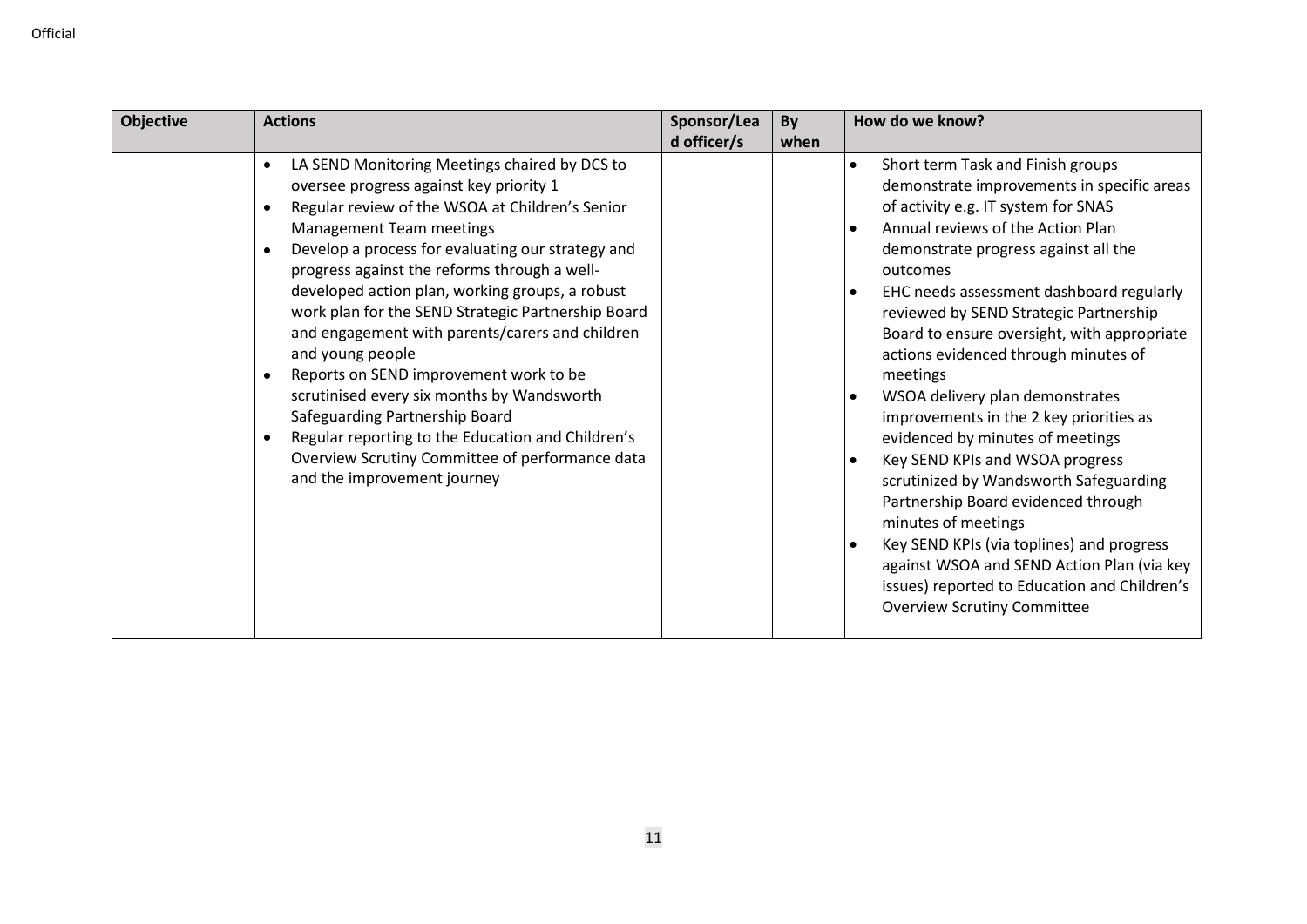| Objective | Actions | Sponsor/Lead officer/s | By when | How do we know? |
|---|---|---|---|---|
| | • LA SEND Monitoring Meetings chaired by DCS to oversee progress against key priority 1<br>• Regular review of the WSOA at Children's Senior Management Team meetings<br>• Develop a process for evaluating our strategy and progress against the reforms through a well-developed action plan, working groups, a robust work plan for the SEND Strategic Partnership Board and engagement with parents/carers and children and young people<br>• Reports on SEND improvement work to be scrutinised every six months by Wandsworth Safeguarding Partnership Board<br>• Regular reporting to the Education and Children's Overview Scrutiny Committee of performance data and the improvement journey | | | • Short term Task and Finish groups demonstrate improvements in specific areas of activity e.g. IT system for SNAS<br>• Annual reviews of the Action Plan demonstrate progress against all the outcomes<br>• EHC needs assessment dashboard regularly reviewed by SEND Strategic Partnership Board to ensure oversight, with appropriate actions evidenced through minutes of meetings<br>• WSOA delivery plan demonstrates improvements in the 2 key priorities as evidenced by minutes of meetings<br>• Key SEND KPIs and WSOA progress scrutinized by Wandsworth Safeguarding Partnership Board evidenced through minutes of meetings<br>• Key SEND KPIs (via toplines) and progress against WSOA and SEND Action Plan (via key issues) reported to Education and Children's Overview Scrutiny Committee |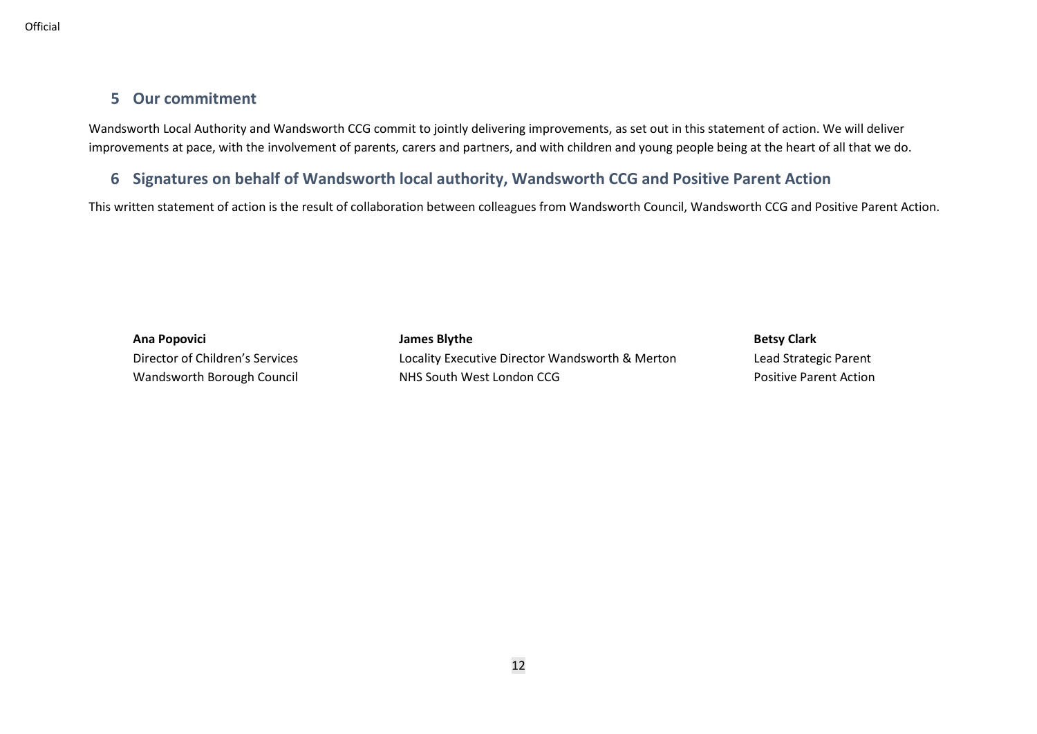## 5 Our commitment

Wandsworth Local Authority and Wandsworth CCG commit to jointly delivering improvements, as set out in this statement of action. We will deliver improvements at pace, with the involvement of parents, carers and partners, and with children and young people being at the heart of all that we do.

## 6 Signatures on behalf of Wandsworth local authority, Wandsworth CCG and Positive Parent Action

This written statement of action is the result of collaboration between colleagues from Wandsworth Council, Wandsworth CCG and Positive Parent Action.

**Ana Popovici**
Director of Children's Services
Wandsworth Borough Council

**James Blythe**
Locality Executive Director Wandsworth & Merton
NHS South West London CCG

**Betsy Clark**
Lead Strategic Parent
Positive Parent Action